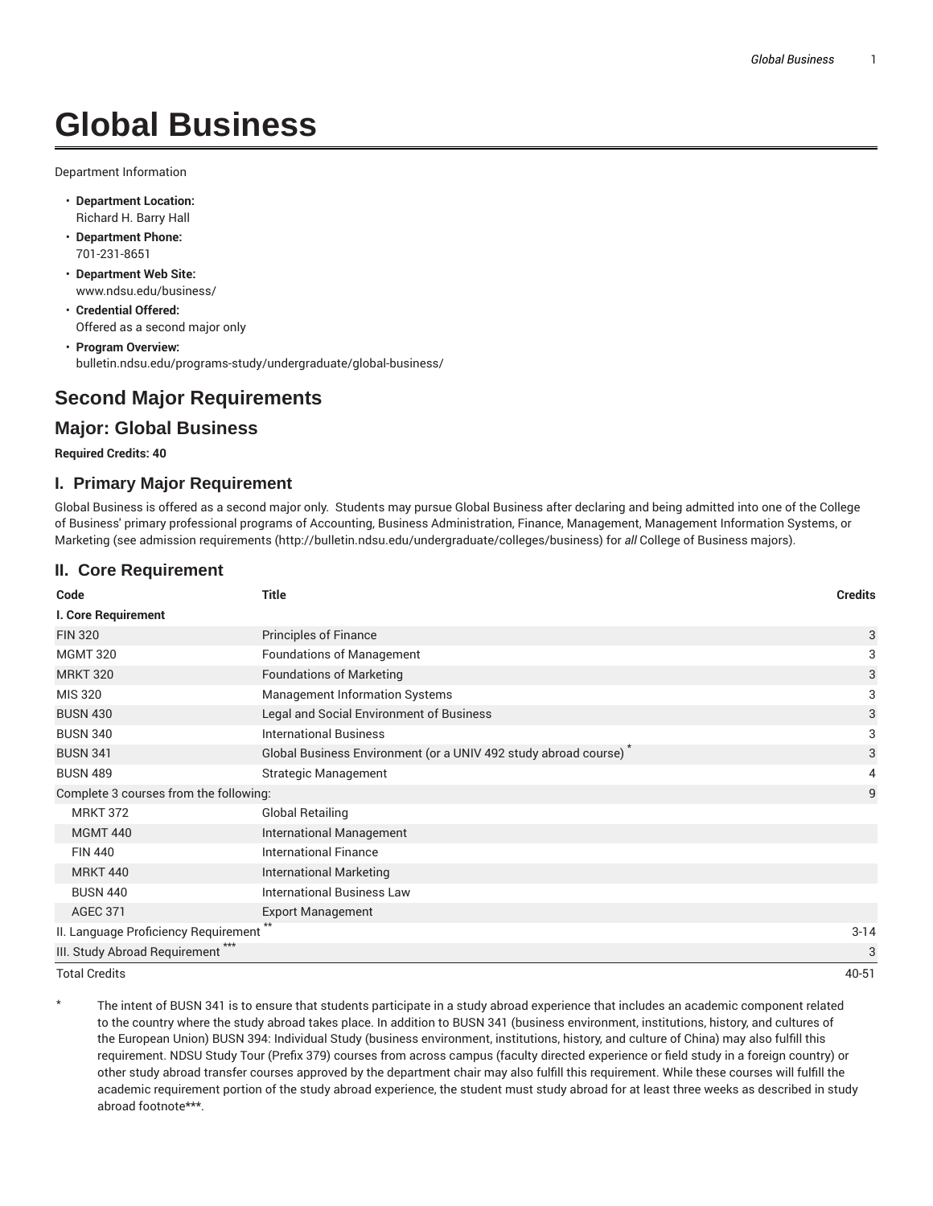# Global Business

Department Information

- **Department Location:** Richard H. Barry Hall
- **Department Phone:** 701-231-8651
- **Department Web Site:** www.ndsu.edu/business/
- **Credential Offered:** Offered as a second major only
- **Program Overview:** bulletin.ndsu.edu/programs-study/undergraduate/global-business/

## Second Major Requirements

## Major: Global Business

**Required Credits: 40**

### I. Primary Major Requirement

Global Business is offered as a second major only. Students may pursue Global Business after declaring and being admitted into one of the College of Business' primary professional programs of Accounting, Business Administration, Finance, Management, Management Information Systems, or Marketing (see admission requirements (http://bulletin.ndsu.edu/undergraduate/colleges/business) for *all* College of Business majors).

### II. Core Requirement

| Code | Title | Credits |
|---|---|---|
| **I. Core Requirement** | | |
| FIN 320 | Principles of Finance | 3 |
| MGMT 320 | Foundations of Management | 3 |
| MRKT 320 | Foundations of Marketing | 3 |
| MIS 320 | Management Information Systems | 3 |
| BUSN 430 | Legal and Social Environment of Business | 3 |
| BUSN 340 | International Business | 3 |
| BUSN 341 | Global Business Environment (or a UNIV 492 study abroad course) * | 3 |
| BUSN 489 | Strategic Management | 4 |
| Complete 3 courses from the following: | | 9 |
| MRKT 372 | Global Retailing | |
| MGMT 440 | International Management | |
| FIN 440 | International Finance | |
| MRKT 440 | International Marketing | |
| BUSN 440 | International Business Law | |
| AGEC 371 | Export Management | |
| II. Language Proficiency Requirement ** | | 3-14 |
| III. Study Abroad Requirement *** | | 3 |
| Total Credits | | 40-51 |

\* The intent of BUSN 341 is to ensure that students participate in a study abroad experience that includes an academic component related to the country where the study abroad takes place. In addition to BUSN 341 (business environment, institutions, history, and cultures of the European Union) BUSN 394: Individual Study (business environment, institutions, history, and culture of China) may also fulfill this requirement. NDSU Study Tour (Prefix 379) courses from across campus (faculty directed experience or field study in a foreign country) or other study abroad transfer courses approved by the department chair may also fulfill this requirement. While these courses will fulfill the academic requirement portion of the study abroad experience, the student must study abroad for at least three weeks as described in study abroad footnote***.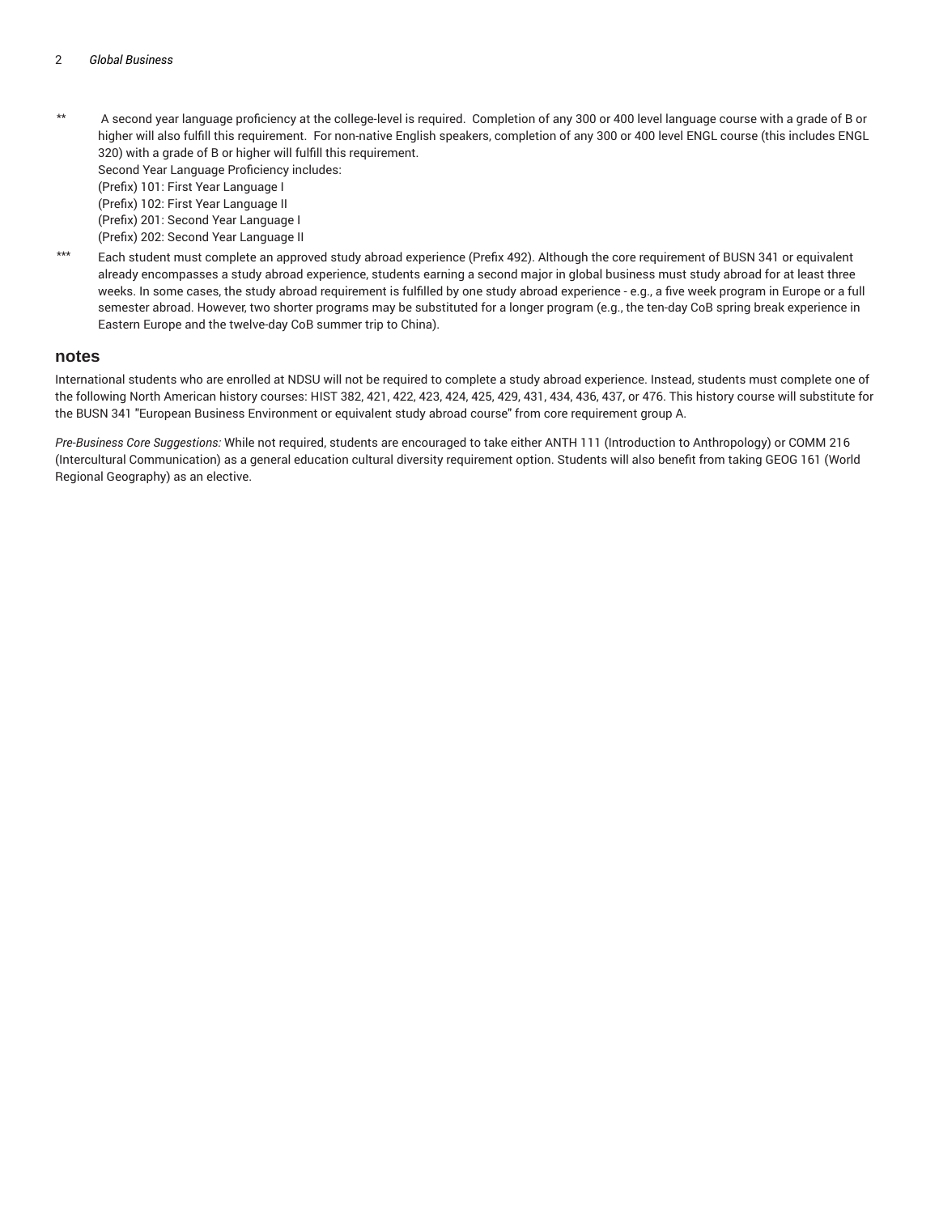** A second year language proficiency at the college-level is required. Completion of any 300 or 400 level language course with a grade of B or higher will also fulfill this requirement. For non-native English speakers, completion of any 300 or 400 level ENGL course (this includes ENGL 320) with a grade of B or higher will fulfill this requirement.
Second Year Language Proficiency includes:
(Prefix) 101: First Year Language I
(Prefix) 102: First Year Language II
(Prefix) 201: Second Year Language I
(Prefix) 202: Second Year Language II

*** Each student must complete an approved study abroad experience (Prefix 492). Although the core requirement of BUSN 341 or equivalent already encompasses a study abroad experience, students earning a second major in global business must study abroad for at least three weeks. In some cases, the study abroad requirement is fulfilled by one study abroad experience - e.g., a five week program in Europe or a full semester abroad. However, two shorter programs may be substituted for a longer program (e.g., the ten-day CoB spring break experience in Eastern Europe and the twelve-day CoB summer trip to China).

## notes

International students who are enrolled at NDSU will not be required to complete a study abroad experience. Instead, students must complete one of the following North American history courses: HIST 382, 421, 422, 423, 424, 425, 429, 431, 434, 436, 437, or 476. This history course will substitute for the BUSN 341 "European Business Environment or equivalent study abroad course" from core requirement group A.

*Pre-Business Core Suggestions:* While not required, students are encouraged to take either ANTH 111 (Introduction to Anthropology) or COMM 216 (Intercultural Communication) as a general education cultural diversity requirement option. Students will also benefit from taking GEOG 161 (World Regional Geography) as an elective.